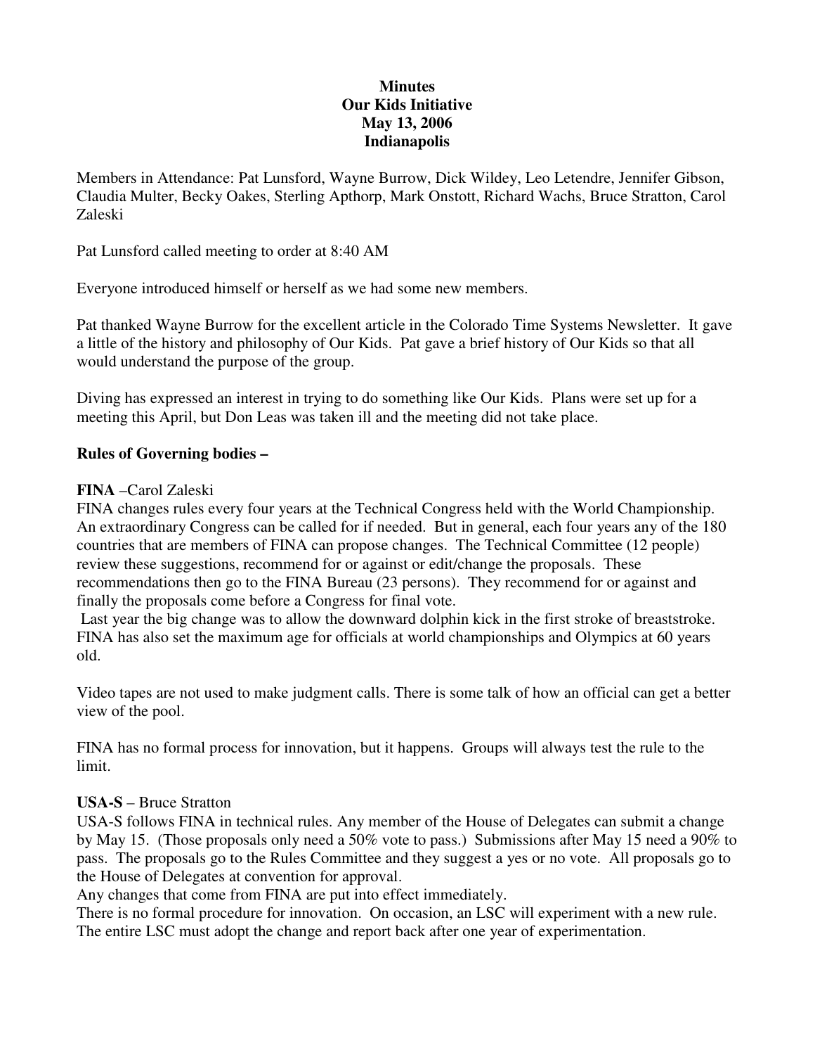**Minutes**
**Our Kids Initiative**
**May 13, 2006**
**Indianapolis**

Members in Attendance: Pat Lunsford, Wayne Burrow, Dick Wildey, Leo Letendre, Jennifer Gibson, Claudia Multer, Becky Oakes, Sterling Apthorp, Mark Onstott, Richard Wachs, Bruce Stratton, Carol Zaleski

Pat Lunsford called meeting to order at 8:40 AM

Everyone introduced himself or herself as we had some new members.

Pat thanked Wayne Burrow for the excellent article in the Colorado Time Systems Newsletter. It gave a little of the history and philosophy of Our Kids. Pat gave a brief history of Our Kids so that all would understand the purpose of the group.

Diving has expressed an interest in trying to do something like Our Kids. Plans were set up for a meeting this April, but Don Leas was taken ill and the meeting did not take place.

**Rules of Governing bodies –**

**FINA** –Carol Zaleski

FINA changes rules every four years at the Technical Congress held with the World Championship. An extraordinary Congress can be called for if needed. But in general, each four years any of the 180 countries that are members of FINA can propose changes. The Technical Committee (12 people) review these suggestions, recommend for or against or edit/change the proposals. These recommendations then go to the FINA Bureau (23 persons). They recommend for or against and finally the proposals come before a Congress for final vote.

Last year the big change was to allow the downward dolphin kick in the first stroke of breaststroke. FINA has also set the maximum age for officials at world championships and Olympics at 60 years old.

Video tapes are not used to make judgment calls. There is some talk of how an official can get a better view of the pool.

FINA has no formal process for innovation, but it happens. Groups will always test the rule to the limit.

**USA-S** – Bruce Stratton

USA-S follows FINA in technical rules. Any member of the House of Delegates can submit a change by May 15. (Those proposals only need a 50% vote to pass.) Submissions after May 15 need a 90% to pass. The proposals go to the Rules Committee and they suggest a yes or no vote. All proposals go to the House of Delegates at convention for approval.

Any changes that come from FINA are put into effect immediately.

There is no formal procedure for innovation. On occasion, an LSC will experiment with a new rule. The entire LSC must adopt the change and report back after one year of experimentation.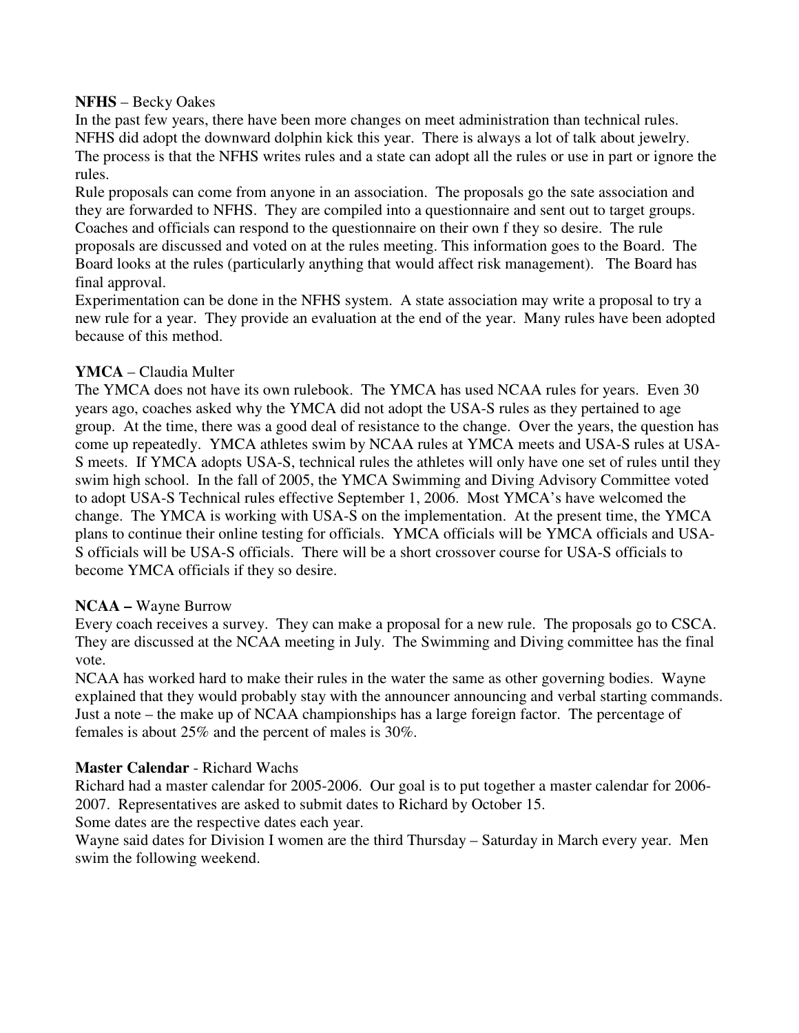**NFHS** – Becky Oakes

In the past few years, there have been more changes on meet administration than technical rules. NFHS did adopt the downward dolphin kick this year. There is always a lot of talk about jewelry. The process is that the NFHS writes rules and a state can adopt all the rules or use in part or ignore the rules.

Rule proposals can come from anyone in an association. The proposals go the sate association and they are forwarded to NFHS. They are compiled into a questionnaire and sent out to target groups. Coaches and officials can respond to the questionnaire on their own f they so desire. The rule proposals are discussed and voted on at the rules meeting. This information goes to the Board. The Board looks at the rules (particularly anything that would affect risk management). The Board has final approval.

Experimentation can be done in the NFHS system. A state association may write a proposal to try a new rule for a year. They provide an evaluation at the end of the year. Many rules have been adopted because of this method.

**YMCA** – Claudia Multer

The YMCA does not have its own rulebook. The YMCA has used NCAA rules for years. Even 30 years ago, coaches asked why the YMCA did not adopt the USA-S rules as they pertained to age group. At the time, there was a good deal of resistance to the change. Over the years, the question has come up repeatedly. YMCA athletes swim by NCAA rules at YMCA meets and USA-S rules at USA-S meets. If YMCA adopts USA-S, technical rules the athletes will only have one set of rules until they swim high school. In the fall of 2005, the YMCA Swimming and Diving Advisory Committee voted to adopt USA-S Technical rules effective September 1, 2006. Most YMCA's have welcomed the change. The YMCA is working with USA-S on the implementation. At the present time, the YMCA plans to continue their online testing for officials. YMCA officials will be YMCA officials and USA-S officials will be USA-S officials. There will be a short crossover course for USA-S officials to become YMCA officials if they so desire.

**NCAA –** Wayne Burrow

Every coach receives a survey. They can make a proposal for a new rule. The proposals go to CSCA. They are discussed at the NCAA meeting in July. The Swimming and Diving committee has the final vote.

NCAA has worked hard to make their rules in the water the same as other governing bodies. Wayne explained that they would probably stay with the announcer announcing and verbal starting commands. Just a note – the make up of NCAA championships has a large foreign factor. The percentage of females is about 25% and the percent of males is 30%.

**Master Calendar** - Richard Wachs

Richard had a master calendar for 2005-2006. Our goal is to put together a master calendar for 2006-2007. Representatives are asked to submit dates to Richard by October 15.

Some dates are the respective dates each year.

Wayne said dates for Division I women are the third Thursday – Saturday in March every year. Men swim the following weekend.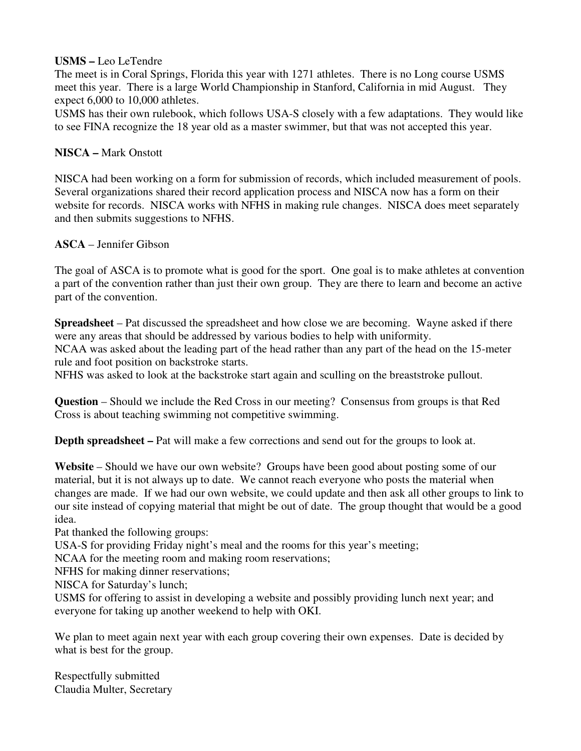**USMS –** Leo LeTendre
The meet is in Coral Springs, Florida this year with 1271 athletes. There is no Long course USMS meet this year. There is a large World Championship in Stanford, California in mid August. They expect 6,000 to 10,000 athletes.
USMS has their own rulebook, which follows USA-S closely with a few adaptations. They would like to see FINA recognize the 18 year old as a master swimmer, but that was not accepted this year.

**NISCA –** Mark Onstott

NISCA had been working on a form for submission of records, which included measurement of pools. Several organizations shared their record application process and NISCA now has a form on their website for records. NISCA works with NFHS in making rule changes. NISCA does meet separately and then submits suggestions to NFHS.

**ASCA** – Jennifer Gibson

The goal of ASCA is to promote what is good for the sport. One goal is to make athletes at convention a part of the convention rather than just their own group. They are there to learn and become an active part of the convention.

**Spreadsheet** – Pat discussed the spreadsheet and how close we are becoming. Wayne asked if there were any areas that should be addressed by various bodies to help with uniformity.
NCAA was asked about the leading part of the head rather than any part of the head on the 15-meter rule and foot position on backstroke starts.
NFHS was asked to look at the backstroke start again and sculling on the breaststroke pullout.

**Question** – Should we include the Red Cross in our meeting? Consensus from groups is that Red Cross is about teaching swimming not competitive swimming.

**Depth spreadsheet –** Pat will make a few corrections and send out for the groups to look at.

**Website** – Should we have our own website? Groups have been good about posting some of our material, but it is not always up to date. We cannot reach everyone who posts the material when changes are made. If we had our own website, we could update and then ask all other groups to link to our site instead of copying material that might be out of date. The group thought that would be a good idea.
Pat thanked the following groups:
USA-S for providing Friday night's meal and the rooms for this year's meeting;
NCAA for the meeting room and making room reservations;
NFHS for making dinner reservations;
NISCA for Saturday's lunch;
USMS for offering to assist in developing a website and possibly providing lunch next year; and everyone for taking up another weekend to help with OKI.

We plan to meet again next year with each group covering their own expenses. Date is decided by what is best for the group.

Respectfully submitted
Claudia Multer, Secretary